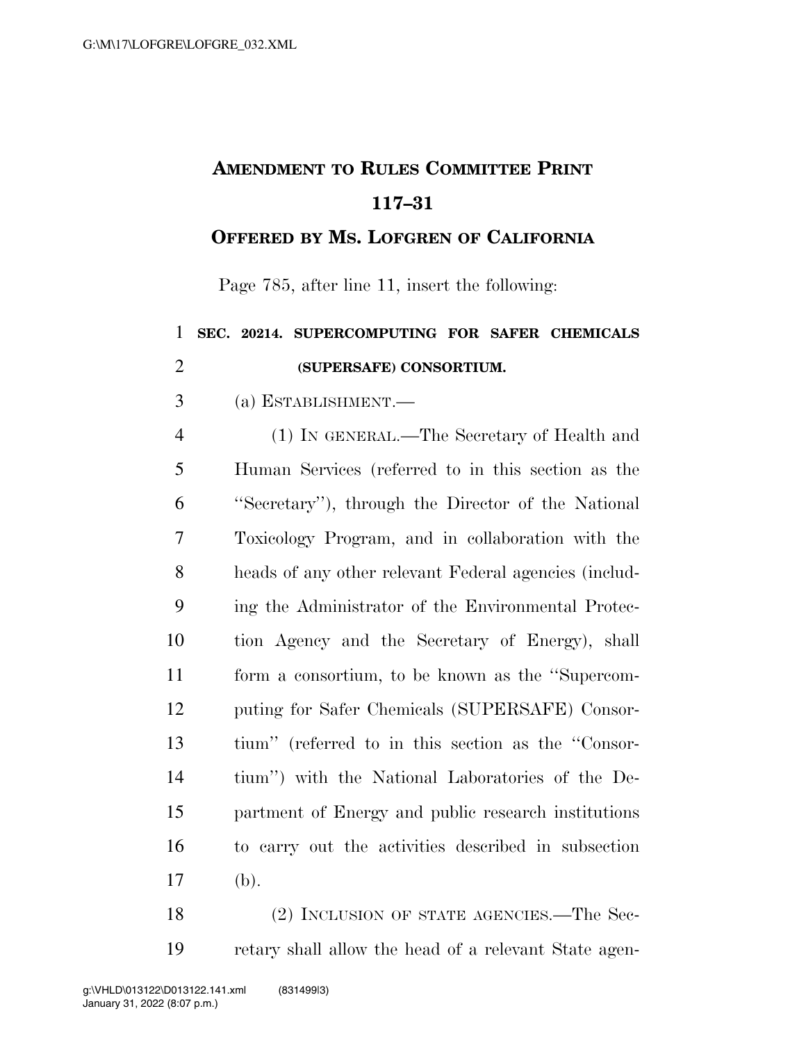# AMENDMENT TO RULES COMMITTEE PRINT 117–31

## OFFERED BY MS. LOFGREN OF CALIFORNIA

Page 785, after line 11, insert the following:

**SEC. 20214. SUPERCOMPUTING FOR SAFER CHEMICALS (SUPERSAFE) CONSORTIUM.**

(a) ESTABLISHMENT.—

(1) IN GENERAL.—The Secretary of Health and Human Services (referred to in this section as the ''Secretary''), through the Director of the National Toxicology Program, and in collaboration with the heads of any other relevant Federal agencies (including the Administrator of the Environmental Protection Agency and the Secretary of Energy), shall form a consortium, to be known as the ''Supercomputing for Safer Chemicals (SUPERSAFE) Consortium'' (referred to in this section as the ''Consortium'') with the National Laboratories of the Department of Energy and public research institutions to carry out the activities described in subsection (b).

(2) INCLUSION OF STATE AGENCIES.—The Secretary shall allow the head of a relevant State agen-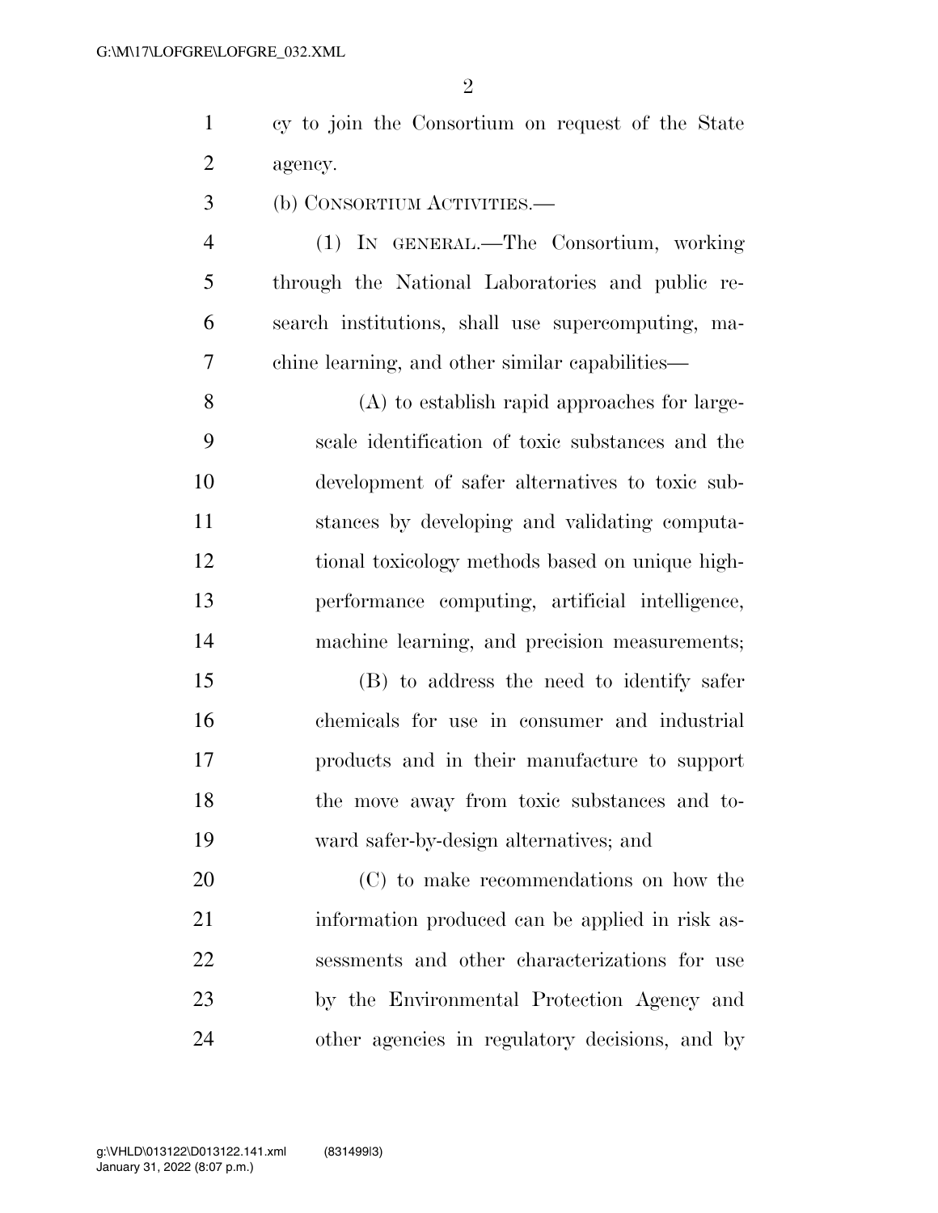cy to join the Consortium on request of the State agency.

(b) CONSORTIUM ACTIVITIES.—

(1) IN GENERAL.—The Consortium, working through the National Laboratories and public research institutions, shall use supercomputing, machine learning, and other similar capabilities—

(A) to establish rapid approaches for large-scale identification of toxic substances and the development of safer alternatives to toxic substances by developing and validating computational toxicology methods based on unique high-performance computing, artificial intelligence, machine learning, and precision measurements;

(B) to address the need to identify safer chemicals for use in consumer and industrial products and in their manufacture to support the move away from toxic substances and toward safer-by-design alternatives; and

(C) to make recommendations on how the information produced can be applied in risk assessments and other characterizations for use by the Environmental Protection Agency and other agencies in regulatory decisions, and by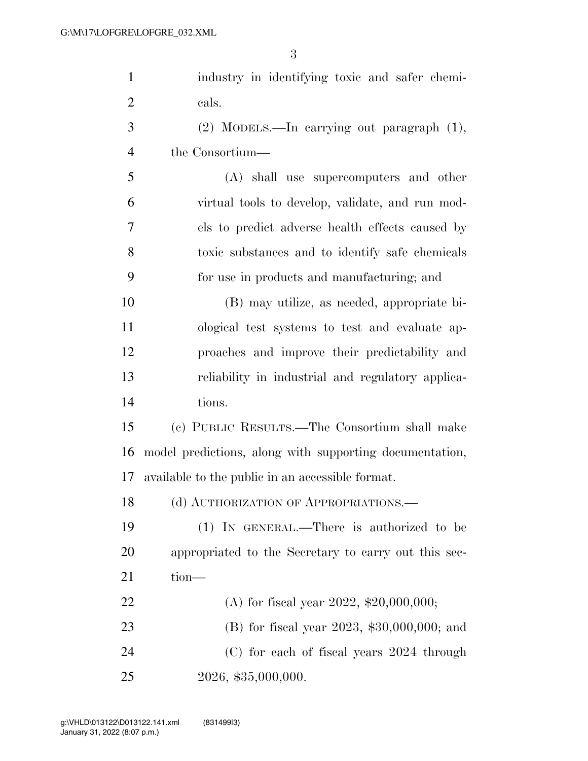industry in identifying toxic and safer chemicals.

(2) MODELS.—In carrying out paragraph (1), the Consortium—

(A) shall use supercomputers and other virtual tools to develop, validate, and run models to predict adverse health effects caused by toxic substances and to identify safe chemicals for use in products and manufacturing; and

(B) may utilize, as needed, appropriate biological test systems to test and evaluate approaches and improve their predictability and reliability in industrial and regulatory applications.

(c) PUBLIC RESULTS.—The Consortium shall make model predictions, along with supporting documentation, available to the public in an accessible format.

(d) AUTHORIZATION OF APPROPRIATIONS.—

(1) IN GENERAL.—There is authorized to be appropriated to the Secretary to carry out this section—

(A) for fiscal year 2022, $20,000,000;

(B) for fiscal year 2023, $30,000,000; and

(C) for each of fiscal years 2024 through 2026, $35,000,000.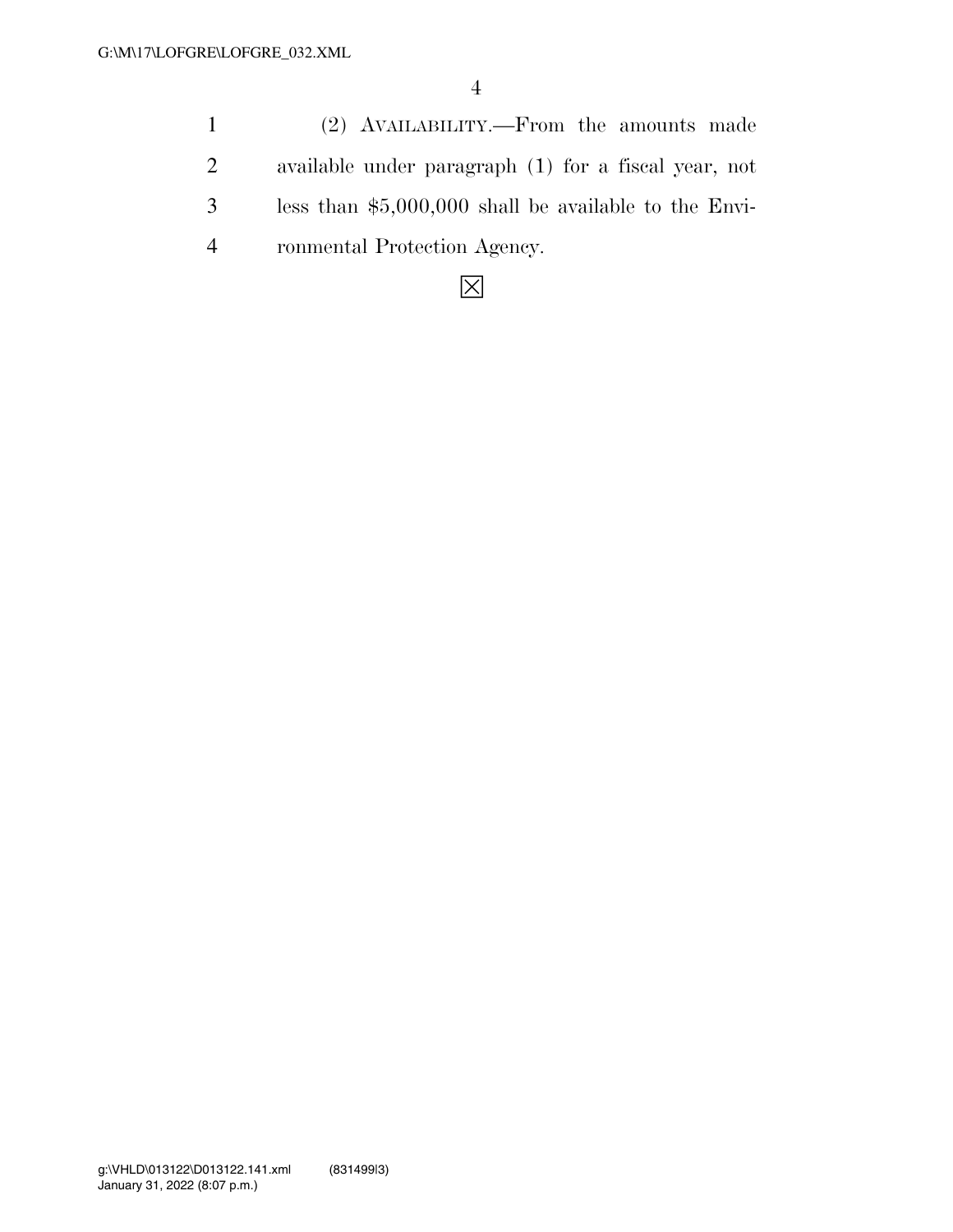(2) AVAILABILITY.—From the amounts made available under paragraph (1) for a fiscal year, not less than $5,000,000 shall be available to the Environmental Protection Agency.